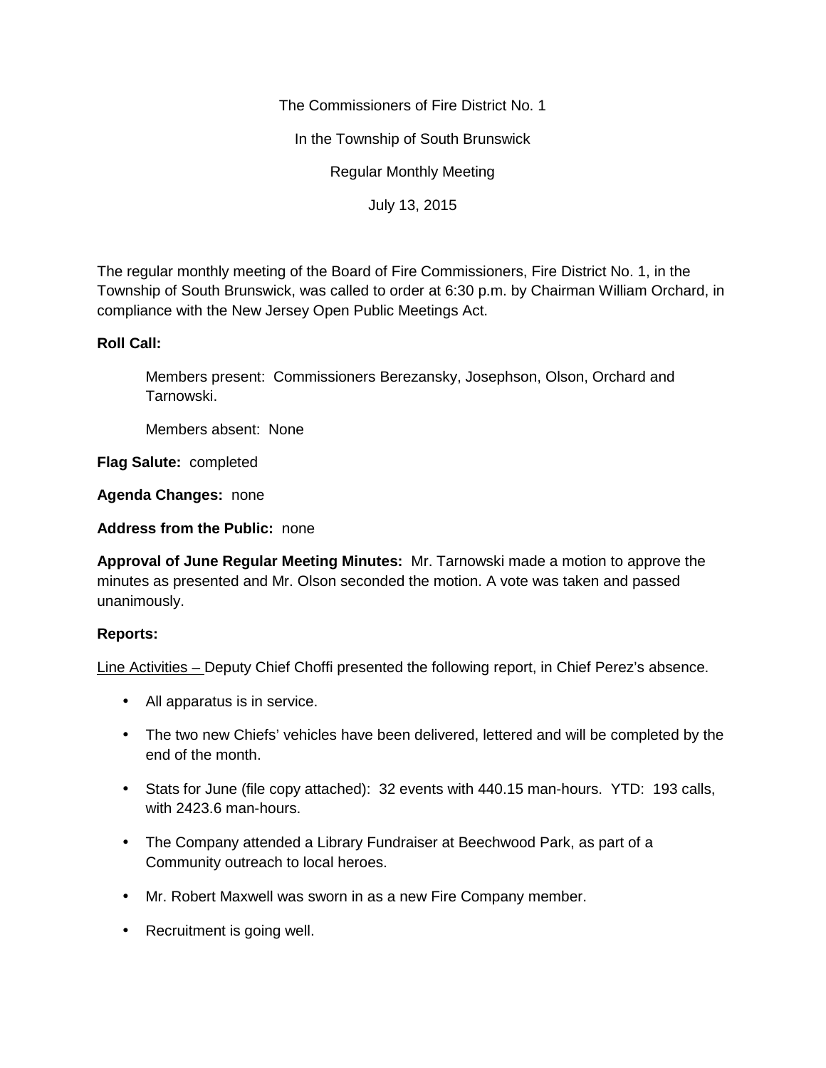The Commissioners of Fire District No. 1

In the Township of South Brunswick

Regular Monthly Meeting

July 13, 2015

The regular monthly meeting of the Board of Fire Commissioners, Fire District No. 1, in the Township of South Brunswick, was called to order at 6:30 p.m. by Chairman William Orchard, in compliance with the New Jersey Open Public Meetings Act.

**Roll Call:**

Members present: Commissioners Berezansky, Josephson, Olson, Orchard and Tarnowski.

Members absent: None

**Flag Salute:** completed

**Agenda Changes:** none

**Address from the Public:** none

**Approval of June Regular Meeting Minutes:** Mr. Tarnowski made a motion to approve the minutes as presented and Mr. Olson seconded the motion. A vote was taken and passed unanimously.

**Reports:**

Line Activities – Deputy Chief Choffi presented the following report, in Chief Perez's absence.

- All apparatus is in service.
- The two new Chiefs' vehicles have been delivered, lettered and will be completed by the end of the month.
- Stats for June (file copy attached): 32 events with 440.15 man-hours. YTD: 193 calls, with 2423.6 man-hours.
- The Company attended a Library Fundraiser at Beechwood Park, as part of a Community outreach to local heroes.
- Mr. Robert Maxwell was sworn in as a new Fire Company member.
- Recruitment is going well.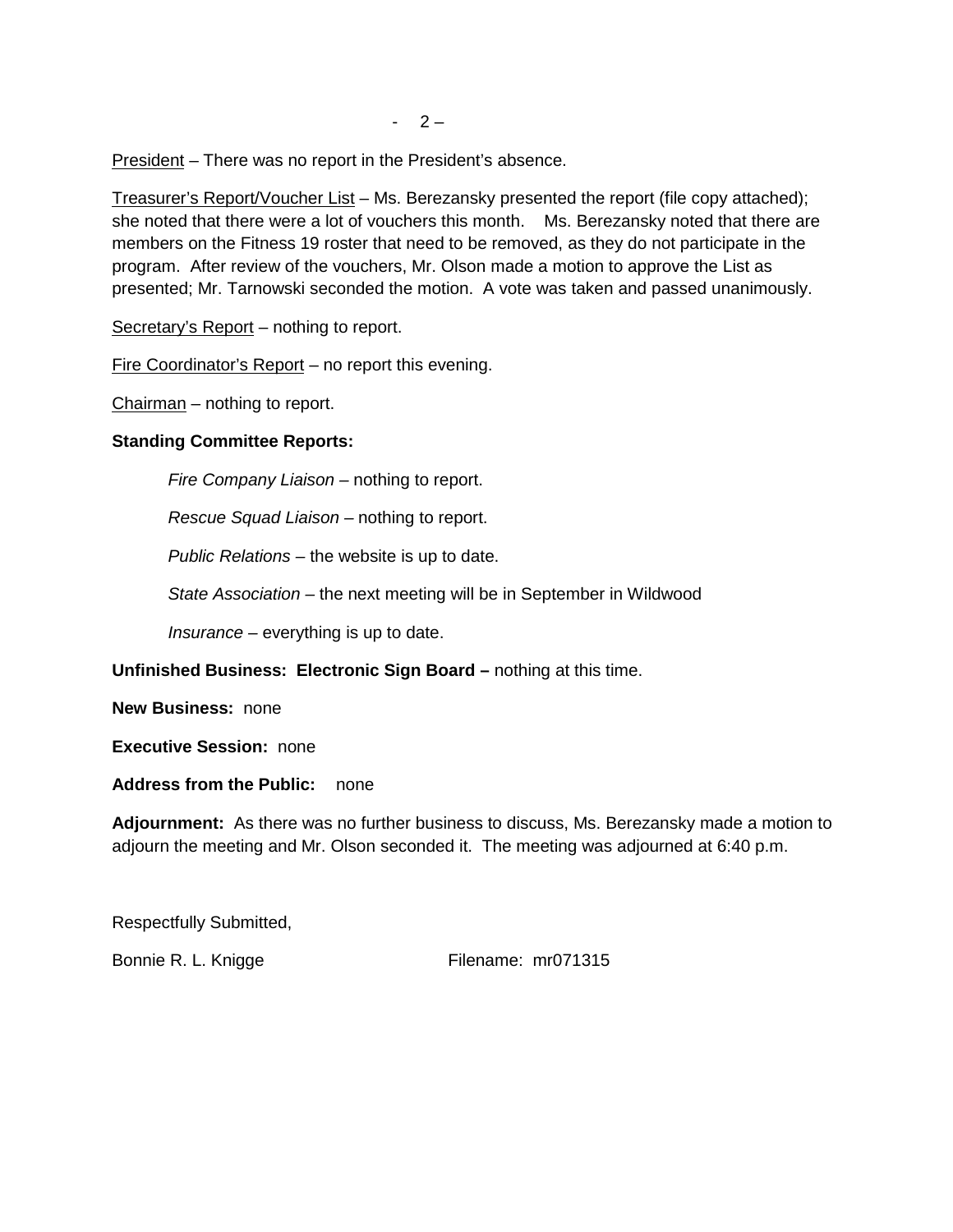<u>President</u> – There was no report in the President's absence.

<u>Treasurer's Report/Voucher List</u> – Ms. Berezansky presented the report (file copy attached); she noted that there were a lot of vouchers this month. Ms. Berezansky noted that there are members on the Fitness 19 roster that need to be removed, as they do not participate in the program. After review of the vouchers, Mr. Olson made a motion to approve the List as presented; Mr. Tarnowski seconded the motion. A vote was taken and passed unanimously.

<u>Secretary's Report</u> – nothing to report.

<u>Fire Coordinator's Report</u> – no report this evening.

<u>Chairman</u> – nothing to report.

**Standing Committee Reports:**

*Fire Company Liaison* – nothing to report.

*Rescue Squad Liaison* – nothing to report.

*Public Relations* – the website is up to date.

*State Association* – the next meeting will be in September in Wildwood

*Insurance* – everything is up to date.

**Unfinished Business: Electronic Sign Board –** nothing at this time.

**New Business:** none

**Executive Session:** none

**Address from the Public:** none

**Adjournment:** As there was no further business to discuss, Ms. Berezansky made a motion to adjourn the meeting and Mr. Olson seconded it. The meeting was adjourned at 6:40 p.m.

Respectfully Submitted,

Bonnie R. L. Knigge Filename: mr071315